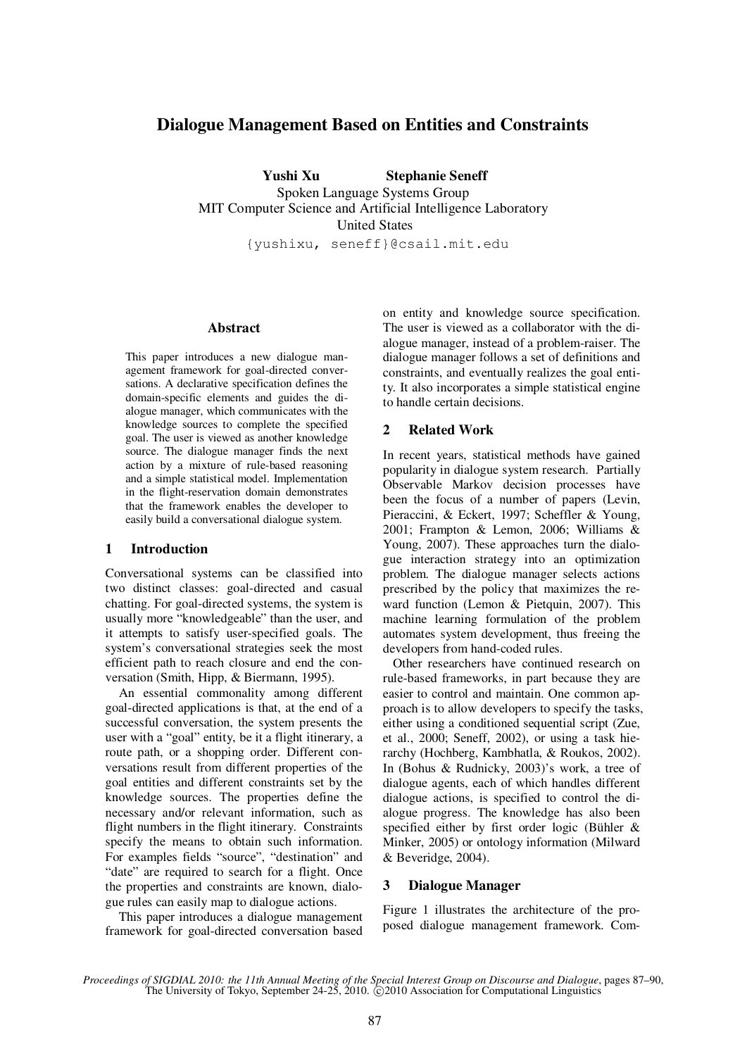# Dialogue Management Based on Entities and Constraints

**Yushi Xu** **Stephanie Seneff**

Spoken Language Systems Group
MIT Computer Science and Artificial Intelligence Laboratory
United States
{yushixu, seneff}@csail.mit.edu

## Abstract

This paper introduces a new dialogue management framework for goal-directed conversations. A declarative specification defines the domain-specific elements and guides the dialogue manager, which communicates with the knowledge sources to complete the specified goal. The user is viewed as another knowledge source. The dialogue manager finds the next action by a mixture of rule-based reasoning and a simple statistical model. Implementation in the flight-reservation domain demonstrates that the framework enables the developer to easily build a conversational dialogue system.

## 1 Introduction

Conversational systems can be classified into two distinct classes: goal-directed and casual chatting. For goal-directed systems, the system is usually more "knowledgeable" than the user, and it attempts to satisfy user-specified goals. The system's conversational strategies seek the most efficient path to reach closure and end the conversation (Smith, Hipp, & Biermann, 1995).

An essential commonality among different goal-directed applications is that, at the end of a successful conversation, the system presents the user with a "goal" entity, be it a flight itinerary, a route path, or a shopping order. Different conversations result from different properties of the goal entities and different constraints set by the knowledge sources. The properties define the necessary and/or relevant information, such as flight numbers in the flight itinerary. Constraints specify the means to obtain such information. For examples fields "source", "destination" and "date" are required to search for a flight. Once the properties and constraints are known, dialogue rules can easily map to dialogue actions.

This paper introduces a dialogue management framework for goal-directed conversation based on entity and knowledge source specification. The user is viewed as a collaborator with the dialogue manager, instead of a problem-raiser. The dialogue manager follows a set of definitions and constraints, and eventually realizes the goal entity. It also incorporates a simple statistical engine to handle certain decisions.

## 2 Related Work

In recent years, statistical methods have gained popularity in dialogue system research. Partially Observable Markov decision processes have been the focus of a number of papers (Levin, Pieraccini, & Eckert, 1997; Scheffler & Young, 2001; Frampton & Lemon, 2006; Williams & Young, 2007). These approaches turn the dialogue interaction strategy into an optimization problem. The dialogue manager selects actions prescribed by the policy that maximizes the reward function (Lemon & Pietquin, 2007). This machine learning formulation of the problem automates system development, thus freeing the developers from hand-coded rules.

Other researchers have continued research on rule-based frameworks, in part because they are easier to control and maintain. One common approach is to allow developers to specify the tasks, either using a conditioned sequential script (Zue, et al., 2000; Seneff, 2002), or using a task hierarchy (Hochberg, Kambhatla, & Roukos, 2002). In (Bohus & Rudnicky, 2003)'s work, a tree of dialogue agents, each of which handles different dialogue actions, is specified to control the dialogue progress. The knowledge has also been specified either by first order logic (Bühler & Minker, 2005) or ontology information (Milward & Beveridge, 2004).

## 3 Dialogue Manager

Figure 1 illustrates the architecture of the proposed dialogue management framework. Com-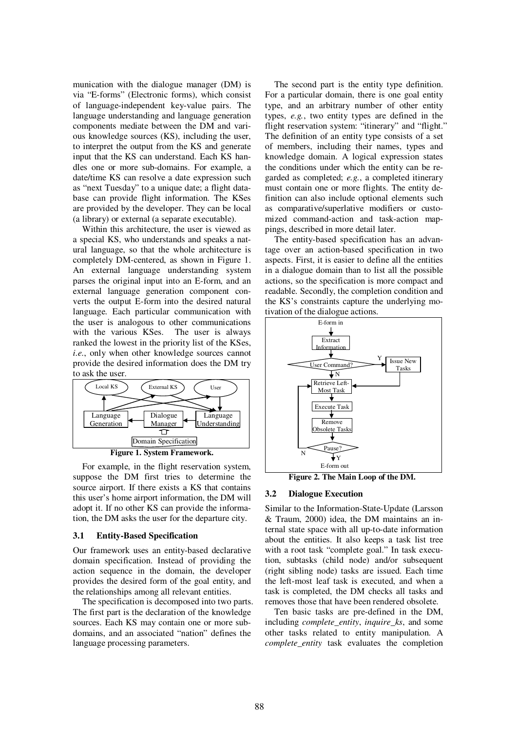munication with the dialogue manager (DM) is via "E-forms" (Electronic forms), which consist of language-independent key-value pairs. The language understanding and language generation components mediate between the DM and various knowledge sources (KS), including the user, to interpret the output from the KS and generate input that the KS can understand. Each KS handles one or more sub-domains. For example, a date/time KS can resolve a date expression such as "next Tuesday" to a unique date; a flight database can provide flight information. The KSes are provided by the developer. They can be local (a library) or external (a separate executable).

Within this architecture, the user is viewed as a special KS, who understands and speaks a natural language, so that the whole architecture is completely DM-centered, as shown in Figure 1. An external language understanding system parses the original input into an E-form, and an external language generation component converts the output E-form into the desired natural language. Each particular communication with the user is analogous to other communications with the various KSes. The user is always ranked the lowest in the priority list of the KSes, *i.e.*, only when other knowledge sources cannot provide the desired information does the DM try to ask the user.

**Figure 1. System Framework.**

For example, in the flight reservation system, suppose the DM first tries to determine the source airport. If there exists a KS that contains this user's home airport information, the DM will adopt it. If no other KS can provide the information, the DM asks the user for the departure city.

### 3.1 Entity-Based Specification

Our framework uses an entity-based declarative domain specification. Instead of providing the action sequence in the domain, the developer provides the desired form of the goal entity, and the relationships among all relevant entities.

The specification is decomposed into two parts. The first part is the declaration of the knowledge sources. Each KS may contain one or more subdomains, and an associated "nation" defines the language processing parameters.

The second part is the entity type definition. For a particular domain, there is one goal entity type, and an arbitrary number of other entity types, *e.g.*, two entity types are defined in the flight reservation system: "itinerary" and "flight." The definition of an entity type consists of a set of members, including their names, types and knowledge domain. A logical expression states the conditions under which the entity can be regarded as completed; *e.g.*, a completed itinerary must contain one or more flights. The entity definition can also include optional elements such as comparative/superlative modifiers or customized command-action and task-action mappings, described in more detail later.

The entity-based specification has an advantage over an action-based specification in two aspects. First, it is easier to define all the entities in a dialogue domain than to list all the possible actions, so the specification is more compact and readable. Secondly, the completion condition and the KS's constraints capture the underlying motivation of the dialogue actions.

**Figure 2. The Main Loop of the DM.**

### 3.2 Dialogue Execution

Similar to the Information-State-Update (Larsson & Traum, 2000) idea, the DM maintains an internal state space with all up-to-date information about the entities. It also keeps a task list tree with a root task "complete goal." In task execution, subtasks (child node) and/or subsequent (right sibling node) tasks are issued. Each time the left-most leaf task is executed, and when a task is completed, the DM checks all tasks and removes those that have been rendered obsolete.

Ten basic tasks are pre-defined in the DM, including *complete_entity*, *inquire_ks*, and some other tasks related to entity manipulation. A *complete_entity* task evaluates the completion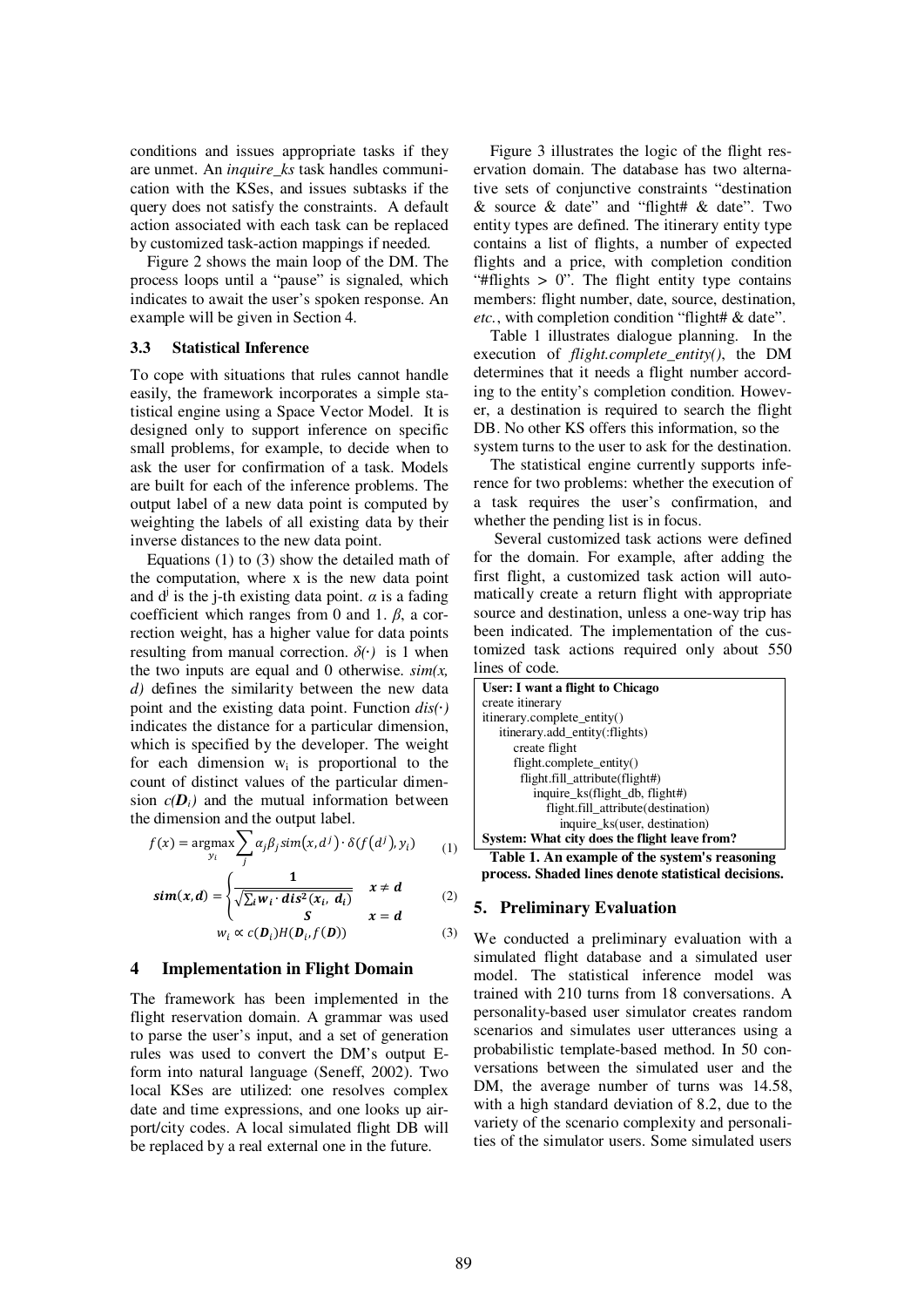conditions and issues appropriate tasks if they are unmet. An *inquire_ks* task handles communication with the KSes, and issues subtasks if the query does not satisfy the constraints. A default action associated with each task can be replaced by customized task-action mappings if needed.

Figure 2 shows the main loop of the DM. The process loops until a "pause" is signaled, which indicates to await the user's spoken response. An example will be given in Section 4.

### 3.3 Statistical Inference

To cope with situations that rules cannot handle easily, the framework incorporates a simple statistical engine using a Space Vector Model. It is designed only to support inference on specific small problems, for example, to decide when to ask the user for confirmation of a task. Models are built for each of the inference problems. The output label of a new data point is computed by weighting the labels of all existing data by their inverse distances to the new data point.

Equations (1) to (3) show the detailed math of the computation, where x is the new data point and $d^j$ is the j-th existing data point. $\alpha$ is a fading coefficient which ranges from 0 and 1. $\beta$, a correction weight, has a higher value for data points resulting from manual correction. $\delta(\cdot)$ is 1 when the two inputs are equal and 0 otherwise. *sim(x, d)* defines the similarity between the new data point and the existing data point. Function $dis(\cdot)$ indicates the distance for a particular dimension, which is specified by the developer. The weight for each dimension $w_i$ is proportional to the count of distinct values of the particular dimension $c(\boldsymbol{D}_i)$ and the mutual information between the dimension and the output label.

$$f(x) = \underset{y_i}{\operatorname{argmax}} \sum_j \alpha_j \beta_j \, sim(x, d^j) \cdot \delta(f(d^j), y_i) \quad (1)$$

$$\boldsymbol{sim(x, d)} = \begin{cases} \dfrac{\mathbf{1}}{\sqrt{\sum_i \boldsymbol{w_i} \cdot \boldsymbol{dis^2(x_i,\ d_i)}}} & \boldsymbol{x \neq d} \\ \boldsymbol{S} & \boldsymbol{x = d} \end{cases} \quad (2)$$

$$w_i \propto c(\boldsymbol{D}_i) H(\boldsymbol{D}_i, f(\boldsymbol{D})) \quad (3)$$

## 4 Implementation in Flight Domain

The framework has been implemented in the flight reservation domain. A grammar was used to parse the user's input, and a set of generation rules was used to convert the DM's output E-form into natural language (Seneff, 2002). Two local KSes are utilized: one resolves complex date and time expressions, and one looks up airport/city codes. A local simulated flight DB will be replaced by a real external one in the future.

Figure 3 illustrates the logic of the flight reservation domain. The database has two alternative sets of conjunctive constraints "destination & source & date" and "flight# & date". Two entity types are defined. The itinerary entity type contains a list of flights, a number of expected flights and a price, with completion condition "#flights > 0". The flight entity type contains members: flight number, date, source, destination, *etc.*, with completion condition "flight# & date".

Table 1 illustrates dialogue planning. In the execution of *flight.complete_entity()*, the DM determines that it needs a flight number according to the entity's completion condition. However, a destination is required to search the flight DB. No other KS offers this information, so the system turns to the user to ask for the destination.

The statistical engine currently supports inference for two problems: whether the execution of a task requires the user's confirmation, and whether the pending list is in focus.

Several customized task actions were defined for the domain. For example, after adding the first flight, a customized task action will automatically create a return flight with appropriate source and destination, unless a one-way trip has been indicated. The implementation of the customized task actions required only about 550 lines of code.

| **User: I want a flight to Chicago** |
|---|
| create itinerary |
| itinerary.complete_entity() |
| itinerary.add_entity(:flights) |
| create flight |
| flight.complete_entity() |
| flight.fill_attribute(flight#) |
| inquire_ks(flight_db, flight#) |
| flight.fill_attribute(destination) |
| inquire_ks(user, destination) |
| **System: What city does the flight leave from?** |

**Table 1. An example of the system's reasoning process. Shaded lines denote statistical decisions.**

## 5. Preliminary Evaluation

We conducted a preliminary evaluation with a simulated flight database and a simulated user model. The statistical inference model was trained with 210 turns from 18 conversations. A personality-based user simulator creates random scenarios and simulates user utterances using a probabilistic template-based method. In 50 conversations between the simulated user and the DM, the average number of turns was 14.58, with a high standard deviation of 8.2, due to the variety of the scenario complexity and personalities of the simulator users. Some simulated users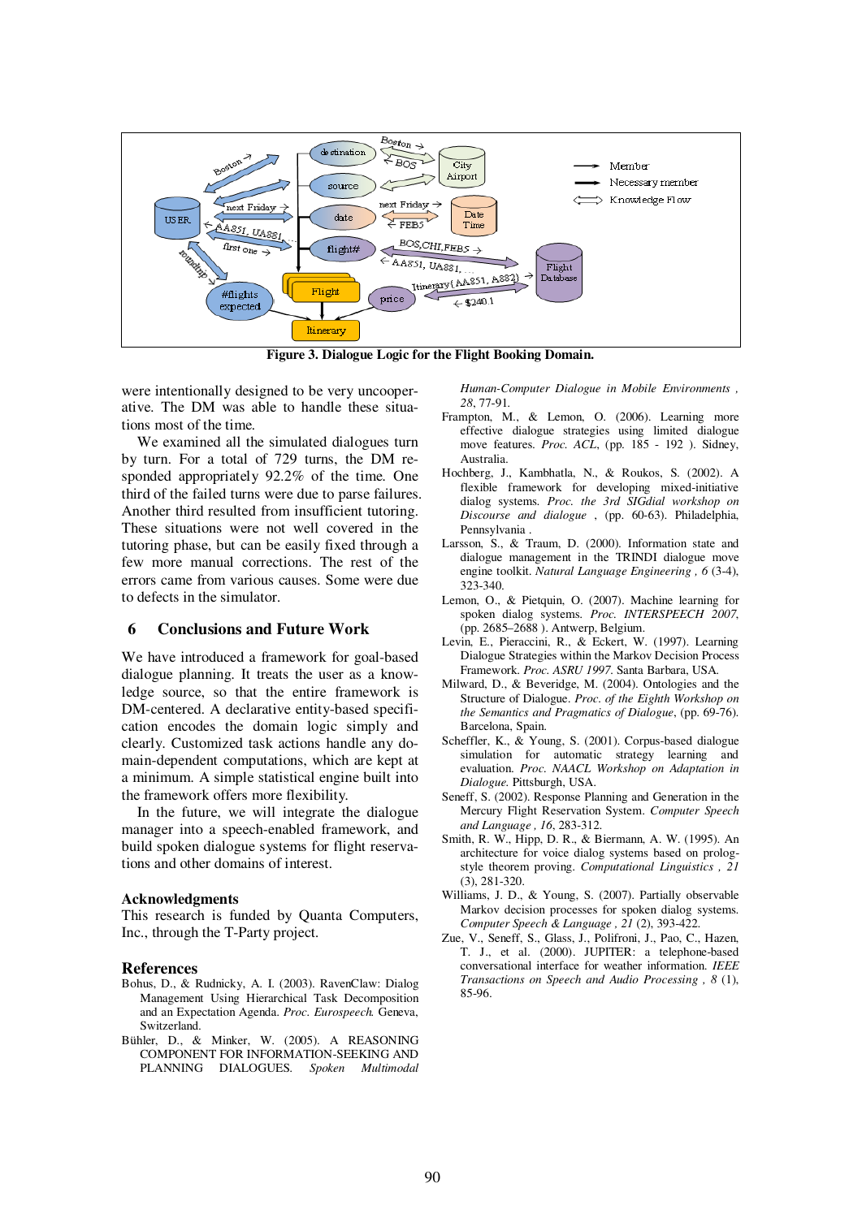Boston →
← BOS
destination
City Airport
Member
Necessary member
Knowledge Flow
Boston →
source
next Friday →
next Friday →
← FEB5
Date Time
date
USER
← AA851, UA881, ...
first one →
flight#
BOS,CHI,FEB5 →
← AA851, UA881, ...
roundtrip
Flight Database
Itinerary(AA851, A882) →
← $240.1
#flights expected
Flight
price
Itinerary

**Figure 3. Dialogue Logic for the Flight Booking Domain.**

were intentionally designed to be very uncooperative. The DM was able to handle these situations most of the time.

We examined all the simulated dialogues turn by turn. For a total of 729 turns, the DM responded appropriately 92.2% of the time. One third of the failed turns were due to parse failures. Another third resulted from insufficient tutoring. These situations were not well covered in the tutoring phase, but can be easily fixed through a few more manual corrections. The rest of the errors came from various causes. Some were due to defects in the simulator.

## 6 Conclusions and Future Work

We have introduced a framework for goal-based dialogue planning. It treats the user as a knowledge source, so that the entire framework is DM-centered. A declarative entity-based specification encodes the domain logic simply and clearly. Customized task actions handle any domain-dependent computations, which are kept at a minimum. A simple statistical engine built into the framework offers more flexibility.

In the future, we will integrate the dialogue manager into a speech-enabled framework, and build spoken dialogue systems for flight reservations and other domains of interest.

### Acknowledgments

This research is funded by Quanta Computers, Inc., through the T-Party project.

## References

Bohus, D., & Rudnicky, A. I. (2003). RavenClaw: Dialog Management Using Hierarchical Task Decomposition and an Expectation Agenda. *Proc. Eurospeech*. Geneva, Switzerland.

Bühler, D., & Minker, W. (2005). A REASONING COMPONENT FOR INFORMATION-SEEKING AND PLANNING DIALOGUES. *Spoken Multimodal Human-Computer Dialogue in Mobile Environments , 28*, 77-91.

Frampton, M., & Lemon, O. (2006). Learning more effective dialogue strategies using limited dialogue move features. *Proc. ACL*, (pp. 185 - 192 ). Sidney, Australia.

Hochberg, J., Kambhatla, N., & Roukos, S. (2002). A flexible framework for developing mixed-initiative dialog systems. *Proc. the 3rd SIGdial workshop on Discourse and dialogue* , (pp. 60-63). Philadelphia, Pennsylvania .

Larsson, S., & Traum, D. (2000). Information state and dialogue management in the TRINDI dialogue move engine toolkit. *Natural Language Engineering , 6* (3-4), 323-340.

Lemon, O., & Pietquin, O. (2007). Machine learning for spoken dialog systems. *Proc. INTERSPEECH 2007*, (pp. 2685–2688 ). Antwerp, Belgium.

Levin, E., Pieraccini, R., & Eckert, W. (1997). Learning Dialogue Strategies within the Markov Decision Process Framework. *Proc. ASRU 1997*. Santa Barbara, USA.

Milward, D., & Beveridge, M. (2004). Ontologies and the Structure of Dialogue. *Proc. of the Eighth Workshop on the Semantics and Pragmatics of Dialogue*, (pp. 69-76). Barcelona, Spain.

Scheffler, K., & Young, S. (2001). Corpus-based dialogue simulation for automatic strategy learning and evaluation. *Proc. NAACL Workshop on Adaptation in Dialogue*. Pittsburgh, USA.

Seneff, S. (2002). Response Planning and Generation in the Mercury Flight Reservation System. *Computer Speech and Language , 16*, 283-312.

Smith, R. W., Hipp, D. R., & Biermann, A. W. (1995). An architecture for voice dialog systems based on prolog-style theorem proving. *Computational Linguistics , 21* (3), 281-320.

Williams, J. D., & Young, S. (2007). Partially observable Markov decision processes for spoken dialog systems. *Computer Speech & Language , 21* (2), 393-422.

Zue, V., Seneff, S., Glass, J., Polifroni, J., Pao, C., Hazen, T. J., et al. (2000). JUPITER: a telephone-based conversational interface for weather information. *IEEE Transactions on Speech and Audio Processing , 8* (1), 85-96.